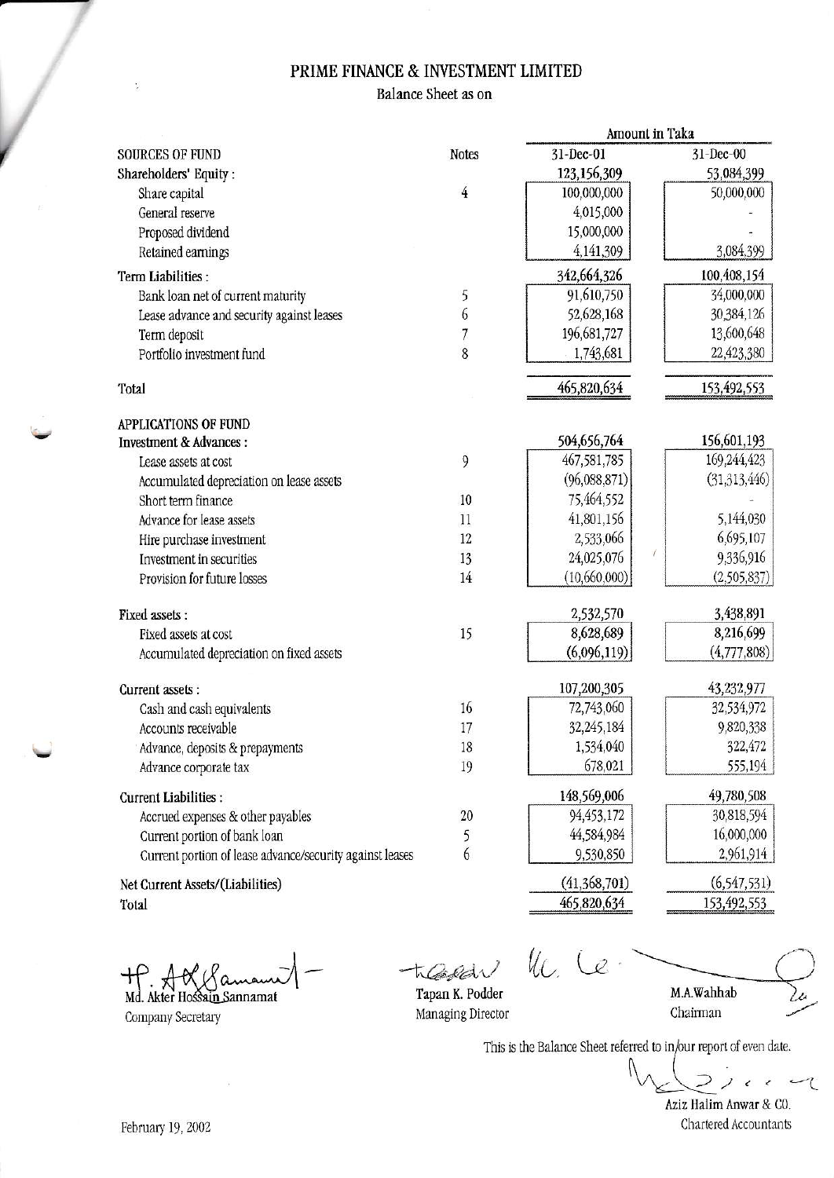# PRIME FINANCE & INVESTMENT LIMITED

## Balance Sheet as on

| | | Amount in Taka | |
|---|---|---|---|
| SOURCES OF FUND | Notes | 31-Dec-01 | 31-Dec-00 |
| **Shareholders' Equity :** | | 123,156,309 | 53,084,399 |
| Share capital | 4 | 100,000,000 | 50,000,000 |
| General reserve | | 4,015,000 | - |
| Proposed dividend | | 15,000,000 | - |
| Retained earnings | | 4,141,309 | 3,084,399 |
| **Term Liabilities :** | | 342,664,326 | 100,408,154 |
| Bank loan net of current maturity | 5 | 91,610,750 | 34,000,000 |
| Lease advance and security against leases | 6 | 52,628,168 | 30,384,126 |
| Term deposit | 7 | 196,681,727 | 13,600,648 |
| Portfolio investment fund | 8 | 1,743,681 | 22,423,380 |
| **Total** | | 465,820,634 | 153,492,553 |
| **APPLICATIONS OF FUND** | | | |
| **Investment & Advances :** | | 504,656,764 | 156,601,193 |
| Lease assets at cost | 9 | 467,581,785 | 169,244,423 |
| Accumulated depreciation on lease assets | | (96,088,871) | (31,313,446) |
| Short term finance | 10 | 75,464,552 | - |
| Advance for lease assets | 11 | 41,801,156 | 5,144,030 |
| Hire purchase investment | 12 | 2,533,066 | 6,695,107 |
| Investment in securities | 13 | 24,025,076 | 9,336,916 |
| Provision for future losses | 14 | (10,660,000) | (2,505,837) |
| **Fixed assets :** | | 2,532,570 | 3,438,891 |
| Fixed assets at cost | 15 | 8,628,689 | 8,216,699 |
| Accumulated depreciation on fixed assets | | (6,096,119) | (4,777,808) |
| **Current assets :** | | 107,200,305 | 43,232,977 |
| Cash and cash equivalents | 16 | 72,743,060 | 32,534,972 |
| Accounts receivable | 17 | 32,245,184 | 9,820,338 |
| Advance, deposits & prepayments | 18 | 1,534,040 | 322,472 |
| Advance corporate tax | 19 | 678,021 | 555,194 |
| **Current Liabilities :** | | 148,569,006 | 49,780,508 |
| Accrued expenses & other payables | 20 | 94,453,172 | 30,818,594 |
| Current portion of bank loan | 5 | 44,584,984 | 16,000,000 |
| Current portion of lease advance/security against leases | 6 | 9,530,850 | 2,961,914 |
| **Net Current Assets/(Liabilities)** | | (41,368,701) | (6,547,531) |
| **Total** | | 465,820,634 | 153,492,553 |

Md. Akter Hossain Sannamat
Company Secretary

Tapan K. Podder
Managing Director

M.A.Wahhab
Chairman

This is the Balance Sheet referred to in/our report of even date.

Aziz Halim Anwar & CO.
Chartered Accountants

February 19, 2002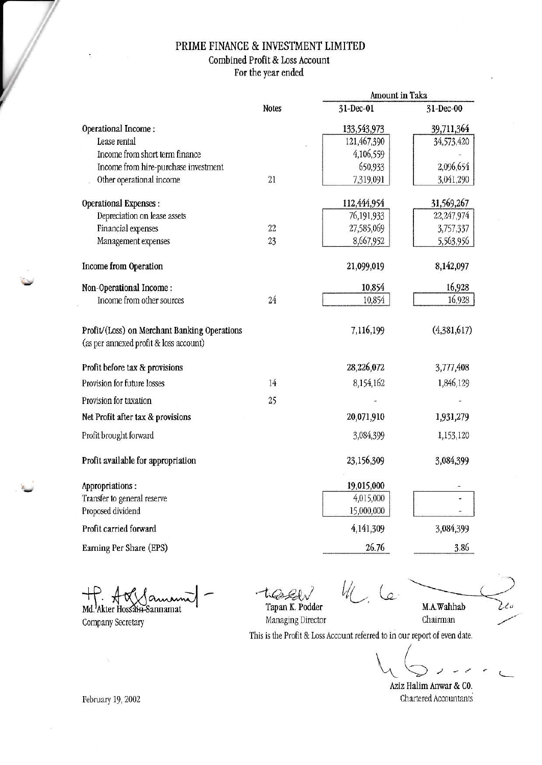# PRIME FINANCE & INVESTMENT LIMITED

## Combined Profit & Loss Account

For the year ended

| | Notes | Amount in Taka 31-Dec-01 | 31-Dec-00 |
|---|---|---|---|
| **Operational Income :** | | 133,543,973 | 39,711,364 |
| Lease rental | | 121,467,390 | 34,573,420 |
| Income from short term finance | | 4,106,559 | - |
| Income from hire-purchase investment | | 650,933 | 2,096,654 |
| Other operational income | 21 | 7,319,091 | 3,041,290 |
| **Operational Expenses :** | | 112,444,954 | 31,569,267 |
| Depreciation on lease assets | | 76,191,933 | 22,247,974 |
| Financial expenses | 22 | 27,585,069 | 3,757,337 |
| Management expenses | 23 | 8,667,952 | 5,563,956 |
| **Income from Operation** | | 21,099,019 | 8,142,097 |
| **Non-Operational Income :** | | 10,854 | 16,928 |
| Income from other sources | 24 | 10,854 | 16,928 |
| **Profit/(Loss) on Merchant Banking Operations** (as per annexed profit & loss account) | | 7,116,199 | (4,381,617) |
| **Profit before tax & provisions** | | 28,226,072 | 3,777,408 |
| Provision for future losses | 14 | 8,154,162 | 1,846,129 |
| Provision for taxation | 25 | - | - |
| **Net Profit after tax & provisions** | | 20,071,910 | 1,931,279 |
| Profit brought forward | | 3,084,399 | 1,153,120 |
| **Profit available for appropriation** | | 23,156,309 | 3,084,399 |
| **Appropriations :** | | 19,015,000 | - |
| Transfer to general reserve | | 4,015,000 | - |
| Proposed dividend | | 15,000,000 | - |
| Profit carried forward | | 4,141,309 | 3,084,399 |
| Earning Per Share (EPS) | | 26.76 | 3.86 |

Md. Akter Hossain Sannamat
Company Secretary

Tapan K. Podder
Managing Director

M.A.Wahhab
Chairman

This is the Profit & Loss Account referred to in our report of even date.

Aziz Halim Anwar & CO.
Chartered Accountants

February 19, 2002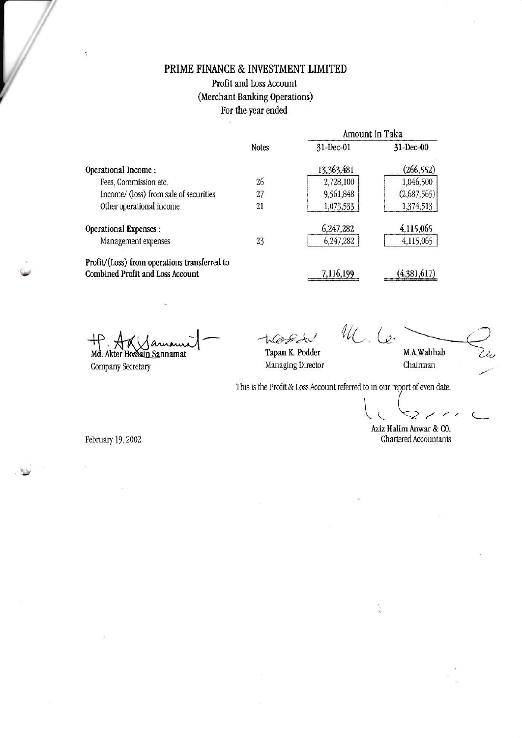# PRIME FINANCE & INVESTMENT LIMITED

## Profit and Loss Account

### (Merchant Banking Operations)

### For the year ended

| | Notes | Amount in Taka 31-Dec-01 | 31-Dec-00 |
|---|---|---|---|
| **Operational Income :** | | 13,363,481 | (266,552) |
| Fees, Commission etc. | 26 | 2,728,100 | 1,046,500 |
| Income/ (loss) from sale of securities | 27 | 9,561,848 | (2,687,565) |
| Other operational income | 21 | 1,073,533 | 1,374,513 |
| **Operational Expenses :** | | 6,247,282 | 4,115,065 |
| Management expenses | 23 | 6,247,282 | 4,115,065 |
| **Profit/(Loss) from operations transferred to Combined Profit and Loss Account** | | 7,116,199 | (4,381,617) |

Md. Akter Hossain Sannamat
Company Secretary

Tapan K. Podder
Managing Director

M.A.Wahhab
Chairman

This is the Profit & Loss Account referred to in our report of even date.

Aziz Halim Anwar & CO.
Chartered Accountants

February 19, 2002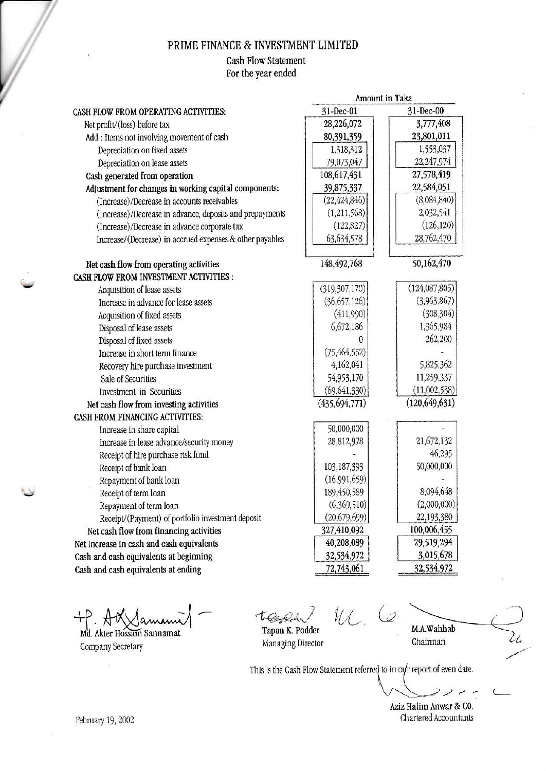# PRIME FINANCE & INVESTMENT LIMITED

## Cash Flow Statement

For the year ended

| | Amount in Taka | |
|---|---|---|
| | 31-Dec-01 | 31-Dec-00 |
| **CASH FLOW FROM OPERATING ACTIVITIES:** | | |
| Net profit/(loss) before tax | 28,226,072 | 3,777,408 |
| Add : Items not involving movement of cash | 80,391,359 | 23,801,011 |
| Depreciation on fixed assets | 1,318,312 | 1,553,037 |
| Depreciation on lease assets | 79,073,047 | 22,247,974 |
| Cash generated from operation | 108,617,431 | 27,578,419 |
| Adjustment for changes in working capital components: | 39,875,337 | 22,584,051 |
| (Increase)/Decrease in accounts receivables | (22,424,846) | (8,084,840) |
| (Increase)/Decrease in advance, deposits and prepayments | (1,211,568) | 2,032,541 |
| (Increase)/Decrease in advance corporate tax | (122,827) | (126,120) |
| Increase/(Decrease) in accrued expenses & other payables | 63,634,578 | 28,762,470 |
| **Net cash flow from operating activities** | 148,492,768 | 50,162,470 |
| **CASH FLOW FROM INVESTMENT ACTIVITIES :** | | |
| Acquisition of lease assets | (319,307,170) | (124,087,805) |
| Increase in advance for lease assets | (36,657,126) | (3,963,867) |
| Acquisition of fixed assets | (411,990) | (308,304) |
| Disposal of lease assets | 6,672,186 | 1,365,984 |
| Disposal of fixed assets | 0 | 262,200 |
| Increase in short term finance | (75,464,552) | - |
| Recovery hire purchase investment | 4,162,041 | 5,825,362 |
| Sale of Securities | 54,953,170 | 11,259,337 |
| Investment in Securities | (69,641,330) | (11,002,538) |
| **Net cash flow from investing activities** | (435,694,771) | (120,649,631) |
| **CASH FROM FINANCING ACTIVITIES:** | | |
| Increase in share capital | 50,000,000 | - |
| Increase in lease advance/security money | 28,812,978 | 21,672,132 |
| Receipt of hire purchase risk fund | - | 46,295 |
| Receipt of bank loan | 103,187,393 | 50,000,000 |
| Repayment of bank loan | (16,991,659) | - |
| Receipt of term loan | 189,450,589 | 8,094,648 |
| Repayment of term loan | (6,369,510) | (2,000,000) |
| Receipt/(Payment) of portfolio investment deposit | (20,679,699) | 22,193,380 |
| **Net cash flow from financing activities** | 327,410,092 | 100,006,455 |
| **Net increase in cash and cash equivalents** | 40,208,089 | 29,519,294 |
| **Cash and cash equivalents at beginning** | 32,534,972 | 3,015,678 |
| **Cash and cash equivalents at ending** | 72,743,061 | 32,534,972 |

Md. Akter Hossain Sannamat
Company Secretary

Tapan K. Podder
Managing Director

M.A.Wahhab
Chairman

This is the Cash Flow Statement referred to in our report of even date.

Aziz Halim Anwar & CO.
Chartered Accountants

February 19, 2002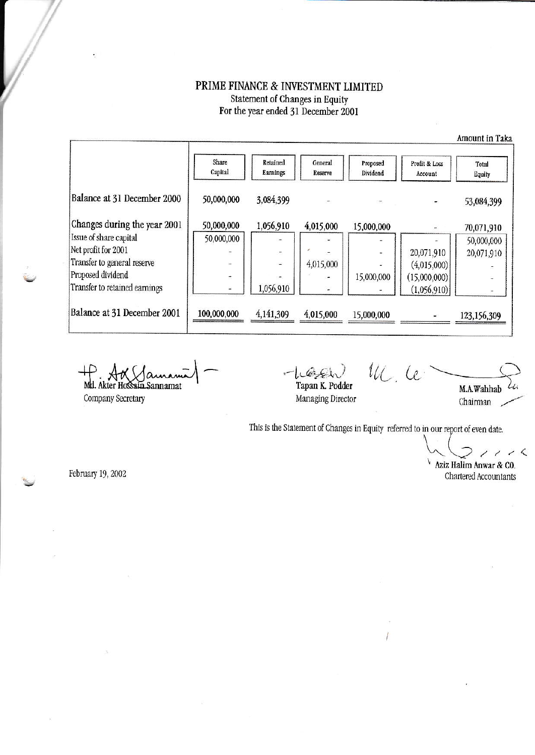# PRIME FINANCE & INVESTMENT LIMITED

Statement of Changes in Equity
For the year ended 31 December 2001

Amount in Taka

| | Share Capital | Retained Earnings | General Reserve | Proposed Dividend | Profit & Loss Account | Total Equity |
|---|---|---|---|---|---|---|
| Balance at 31 December 2000 | 50,000,000 | 3,084,399 | - | - | - | 53,084,399 |
| Changes during the year 2001 | 50,000,000 | 1,056,910 | 4,015,000 | 15,000,000 | - | 70,071,910 |
| Issue of share capital | 50,000,000 | - | - | - | - | 50,000,000 |
| Net profit for 2001 | - | - | - | - | 20,071,910 | 20,071,910 |
| Transfer to general reserve | - | - | 4,015,000 | - | (4,015,000) | - |
| Proposed dividend | - | - | - | 15,000,000 | (15,000,000) | - |
| Transfer to retained earnings | - | 1,056,910 | - | - | (1,056,910) | - |
| Balance at 31 December 2001 | 100,000,000 | 4,141,309 | 4,015,000 | 15,000,000 | - | 123,156,309 |

Md. Akter Hossain Sannamat
Company Secretary

Tapan K. Podder
Managing Director

M.A.Wahhab
Chairman

This is the Statement of Changes in Equity referred to in our report of even date.

Aziz Halim Anwar & CO.
Chartered Accountants

February 19, 2002